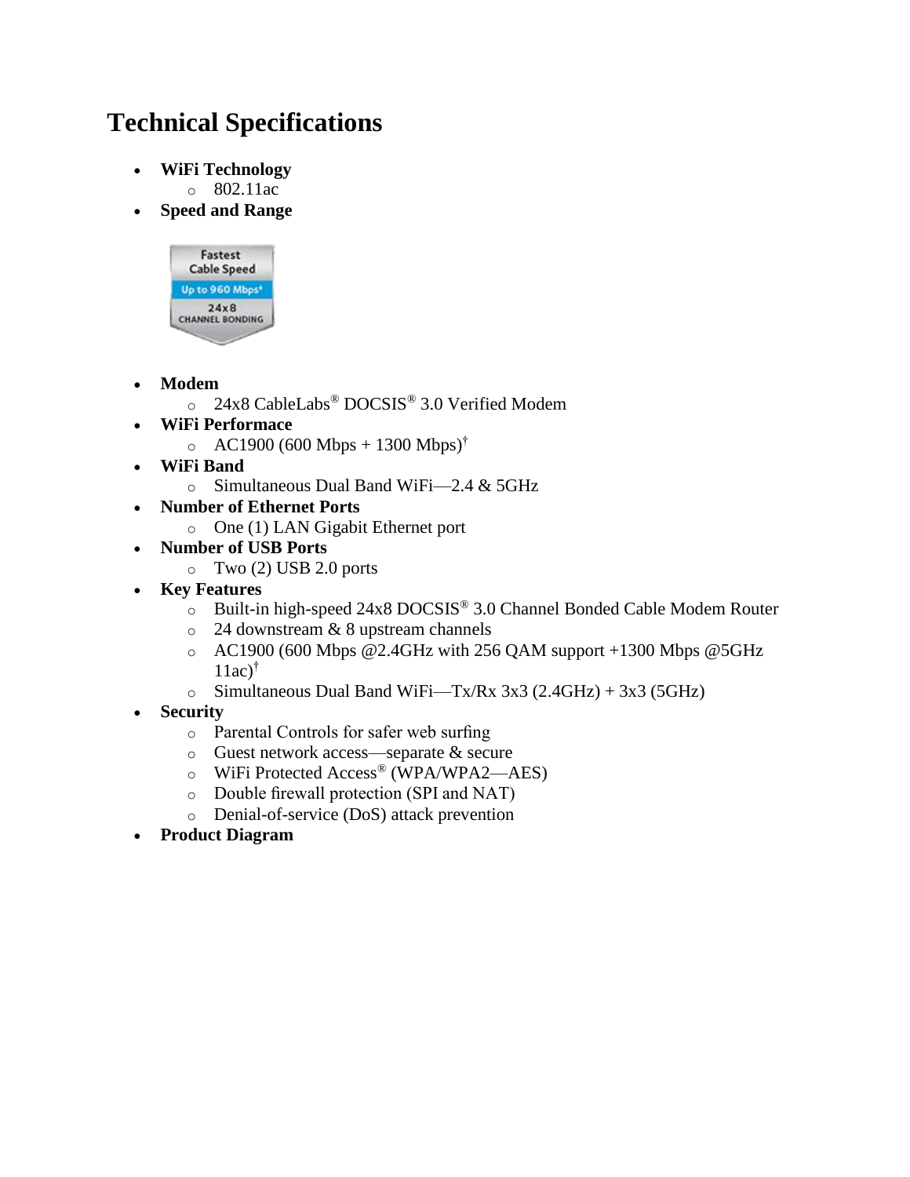# Technical Specifications

- **WiFi Technology**
  - 802.11ac
- **Speed and Range**

Fastest Cable Speed
Up to 960 Mbps*
24x8 CHANNEL BONDING

- **Modem**
  - 24x8 CableLabs® DOCSIS® 3.0 Verified Modem
- **WiFi Performace**
  - AC1900 (600 Mbps + 1300 Mbps)†
- **WiFi Band**
  - Simultaneous Dual Band WiFi—2.4 & 5GHz
- **Number of Ethernet Ports**
  - One (1) LAN Gigabit Ethernet port
- **Number of USB Ports**
  - Two (2) USB 2.0 ports
- **Key Features**
  - Built-in high-speed 24x8 DOCSIS® 3.0 Channel Bonded Cable Modem Router
  - 24 downstream & 8 upstream channels
  - AC1900 (600 Mbps @2.4GHz with 256 QAM support +1300 Mbps @5GHz 11ac)†
  - Simultaneous Dual Band WiFi—Tx/Rx 3x3 (2.4GHz) + 3x3 (5GHz)
- **Security**
  - Parental Controls for safer web surfing
  - Guest network access—separate & secure
  - WiFi Protected Access® (WPA/WPA2—AES)
  - Double firewall protection (SPI and NAT)
  - Denial-of-service (DoS) attack prevention
- **Product Diagram**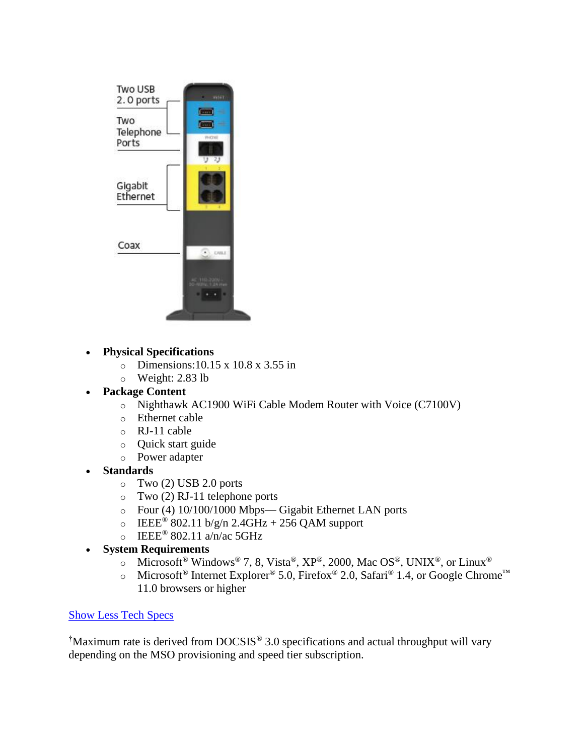- **Physical Specifications**
  - Dimensions:10.15 x 10.8 x 3.55 in
  - Weight: 2.83 lb
- **Package Content**
  - Nighthawk AC1900 WiFi Cable Modem Router with Voice (C7100V)
  - Ethernet cable
  - RJ-11 cable
  - Quick start guide
  - Power adapter
- **Standards**
  - Two (2) USB 2.0 ports
  - Two (2) RJ-11 telephone ports
  - Four (4) 10/100/1000 Mbps— Gigabit Ethernet LAN ports
  - IEEE® 802.11 b/g/n 2.4GHz + 256 QAM support
  - IEEE® 802.11 a/n/ac 5GHz
- **System Requirements**
  - Microsoft® Windows® 7, 8, Vista®, XP®, 2000, Mac OS®, UNIX®, or Linux®
  - Microsoft® Internet Explorer® 5.0, Firefox® 2.0, Safari® 1.4, or Google Chrome™ 11.0 browsers or higher

Show Less Tech Specs

†Maximum rate is derived from DOCSIS® 3.0 specifications and actual throughput will vary depending on the MSO provisioning and speed tier subscription.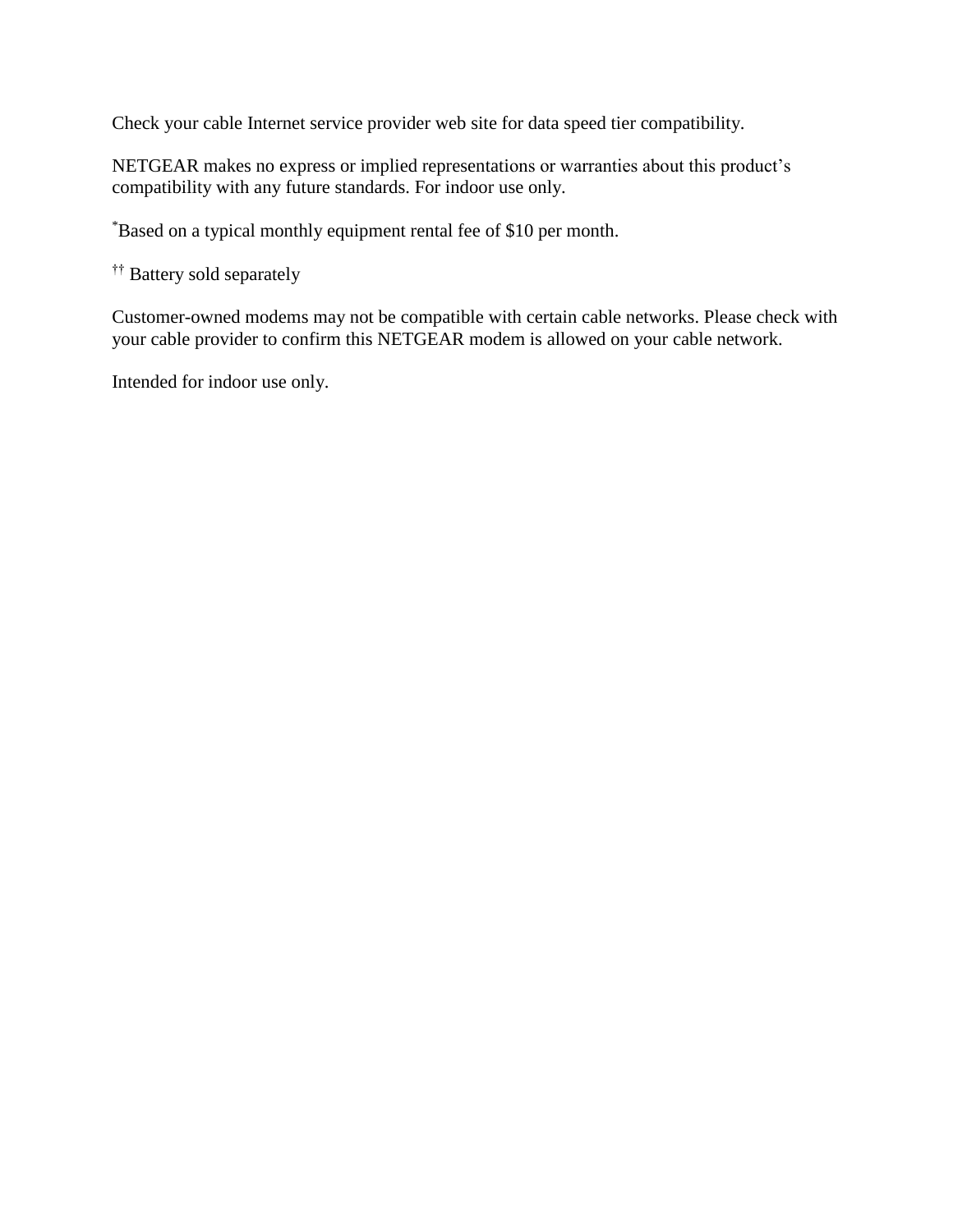Check your cable Internet service provider web site for data speed tier compatibility.

NETGEAR makes no express or implied representations or warranties about this product's compatibility with any future standards. For indoor use only.

[*]Based on a typical monthly equipment rental fee of $10 per month.

[††] Battery sold separately

Customer-owned modems may not be compatible with certain cable networks. Please check with your cable provider to confirm this NETGEAR modem is allowed on your cable network.

Intended for indoor use only.